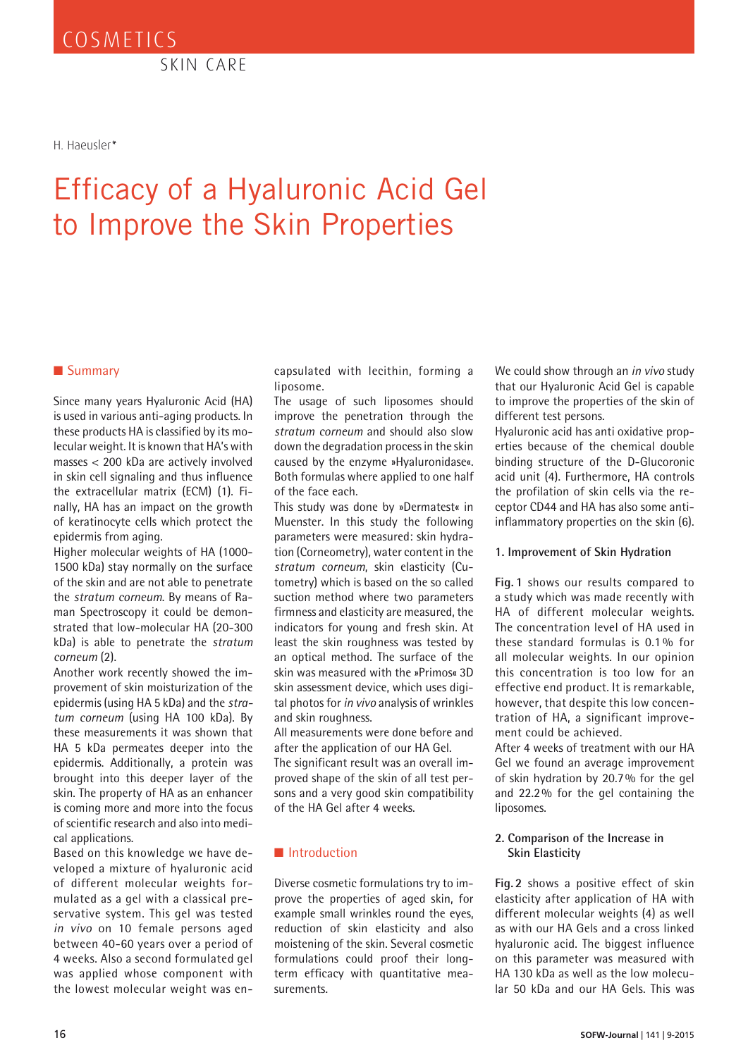COSMETICS

SKIN CARE

H. Haeusler*

# Efficacy of a Hyaluronic Acid Gel to Improve the Skin Properties

## Summary

Since many years Hyaluronic Acid (HA) is used in various anti-aging products. In these products HA is classified by its molecular weight. It is known that HA's with masses < 200 kDa are actively involved in skin cell signaling and thus influence the extracellular matrix (ECM) (1). Finally, HA has an impact on the growth of keratinocyte cells which protect the epidermis from aging.

Higher molecular weights of HA (1000-1500 kDa) stay normally on the surface of the skin and are not able to penetrate the *stratum corneum.* By means of Raman Spectroscopy it could be demonstrated that low-molecular HA (20-300 kDa) is able to penetrate the *stratum corneum* (2).

Another work recently showed the improvement of skin moisturization of the epidermis (using HA 5 kDa) and the *stratum corneum* (using HA 100 kDa). By these measurements it was shown that HA 5 kDa permeates deeper into the epidermis. Additionally, a protein was brought into this deeper layer of the skin. The property of HA as an enhancer is coming more and more into the focus of scientific research and also into medical applications.

Based on this knowledge we have developed a mixture of hyaluronic acid of different molecular weights formulated as a gel with a classical preservative system. This gel was tested *in vivo* on 10 female persons aged between 40-60 years over a period of 4 weeks. Also a second formulated gel was applied whose component with the lowest molecular weight was encapsulated with lecithin, forming a liposome.

The usage of such liposomes should improve the penetration through the *stratum corneum* and should also slow down the degradation process in the skin caused by the enzyme »Hyaluronidase«. Both formulas where applied to one half of the face each.

This study was done by »Dermatest« in Muenster. In this study the following parameters were measured: skin hydration (Corneometry), water content in the *stratum corneum*, skin elasticity (Cutometry) which is based on the so called suction method where two parameters firmness and elasticity are measured, the indicators for young and fresh skin. At least the skin roughness was tested by an optical method. The surface of the skin was measured with the »Primos« 3D skin assessment device, which uses digital photos for *in vivo* analysis of wrinkles and skin roughness.

All measurements were done before and after the application of our HA Gel.

The significant result was an overall improved shape of the skin of all test persons and a very good skin compatibility of the HA Gel after 4 weeks.

## Introduction

Diverse cosmetic formulations try to improve the properties of aged skin, for example small wrinkles round the eyes, reduction of skin elasticity and also moistening of the skin. Several cosmetic formulations could proof their long-term efficacy with quantitative measurements.

We could show through an *in vivo* study that our Hyaluronic Acid Gel is capable to improve the properties of the skin of different test persons.

Hyaluronic acid has anti oxidative properties because of the chemical double binding structure of the D-Glucoronic acid unit (4). Furthermore, HA controls the profilation of skin cells via the receptor CD44 and HA has also some anti-inflammatory properties on the skin (6).

### 1. Improvement of Skin Hydration

**Fig. 1** shows our results compared to a study which was made recently with HA of different molecular weights. The concentration level of HA used in these standard formulas is 0.1% for all molecular weights. In our opinion this concentration is too low for an effective end product. It is remarkable, however, that despite this low concentration of HA, a significant improvement could be achieved.

After 4 weeks of treatment with our HA Gel we found an average improvement of skin hydration by 20.7% for the gel and 22.2% for the gel containing the liposomes.

### 2. Comparison of the Increase in Skin Elasticity

**Fig. 2** shows a positive effect of skin elasticity after application of HA with different molecular weights (4) as well as with our HA Gels and a cross linked hyaluronic acid. The biggest influence on this parameter was measured with HA 130 kDa as well as the low molecular 50 kDa and our HA Gels. This was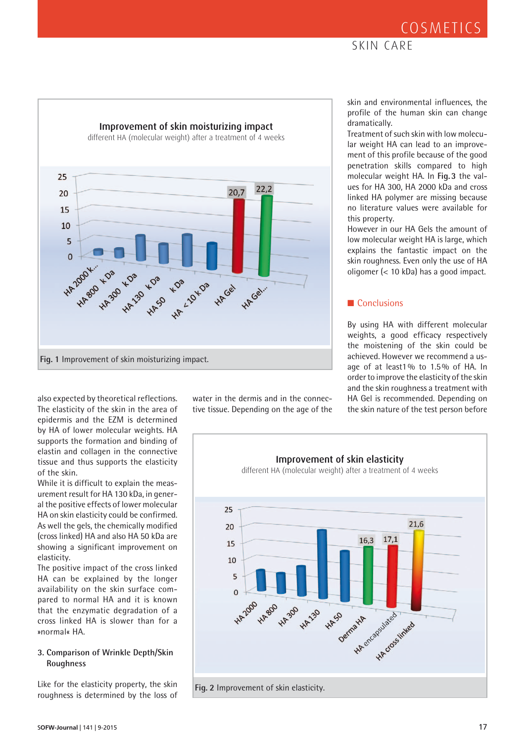**Improvement of skin moisturizing impact**
different HA (molecular weight) after a treatment of 4 weeks

Fig. 1 Improvement of skin moisturizing impact.

also expected by theoretical reflections. The elasticity of the skin in the area of epidermis and the EZM is determined by HA of lower molecular weights. HA supports the formation and binding of elastin and collagen in the connective tissue and thus supports the elasticity of the skin.

While it is difficult to explain the measurement result for HA 130 kDa, in general the positive effects of lower molecular HA on skin elasticity could be confirmed. As well the gels, the chemically modified (cross linked) HA and also HA 50 kDa are showing a significant improvement on elasticity.

The positive impact of the cross linked HA can be explained by the longer availability on the skin surface compared to normal HA and it is known that the enzymatic degradation of a cross linked HA is slower than for a »normal« HA.

### 3. Comparison of Wrinkle Depth/Skin Roughness

Like for the elasticity property, the skin roughness is determined by the loss of water in the dermis and in the connective tissue. Depending on the age of the skin and environmental influences, the profile of the human skin can change dramatically.

Treatment of such skin with low molecular weight HA can lead to an improvement of this profile because of the good penetration skills compared to high molecular weight HA. In **Fig. 3** the values for HA 300, HA 2000 kDa and cross linked HA polymer are missing because no literature values were available for this property.

However in our HA Gels the amount of low molecular weight HA is large, which explains the fantastic impact on the skin roughness. Even only the use of HA oligomer (< 10 kDa) has a good impact.

## Conclusions

By using HA with different molecular weights, a good efficacy respectively the moistening of the skin could be achieved. However we recommend a usage of at least1 % to 1.5 % of HA. In order to improve the elasticity of the skin and the skin roughness a treatment with HA Gel is recommended. Depending on the skin nature of the test person before

**Improvement of skin elasticity**
different HA (molecular weight) after a treatment of 4 weeks

Fig. 2 Improvement of skin elasticity.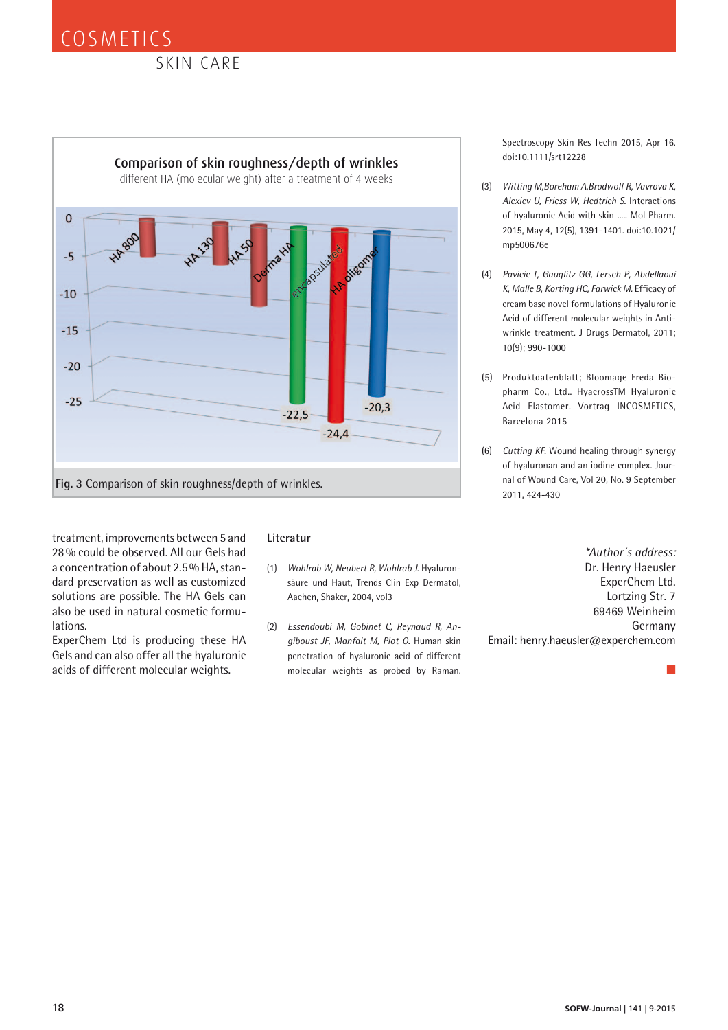## Comparison of skin roughness/depth of wrinkles

different HA (molecular weight) after a treatment of 4 weeks

0
-5
-10
-15
-20
-25

HA 800
HA 130
HA 50
Derma HA
encapsulated
HA oligomer

-22,5
-24,4
-20,3

Fig. 3 Comparison of skin roughness/depth of wrinkles.

treatment, improvements between 5 and 28 % could be observed. All our Gels had a concentration of about 2.5 % HA, standard preservation as well as customized solutions are possible. The HA Gels can also be used in natural cosmetic formulations.

ExperChem Ltd is producing these HA Gels and can also offer all the hyaluronic acids of different molecular weights.

### Literatur

(1) *Wohlrab W, Neubert R, Wohlrab J.* Hyaluronsäure und Haut, Trends Clin Exp Dermatol, Aachen, Shaker, 2004, vol3

(2) *Essendoubi M, Gobinet C, Reynaud R, Angiboust JF, Manfait M, Piot O.* Human skin penetration of hyaluronic acid of different molecular weights as probed by Raman. Spectroscopy Skin Res Techn 2015, Apr 16. doi:10.1111/srt12228

(3) *Witting M,Boreham A,Brodwolf R, Vavrova K, Alexiev U, Friess W, Hedtrich S.* Interactions of hyaluronic Acid with skin ..... Mol Pharm. 2015, May 4, 12(5), 1391-1401. doi:10.1021/mp500676e

(4) *Pavicic T, Gauglitz GG, Lersch P, Abdellaoui K, Malle B, Korting HC, Farwick M.* Efficacy of cream base novel formulations of Hyaluronic Acid of different molecular weights in Anti-wrinkle treatment. J Drugs Dermatol, 2011; 10(9); 990-1000

(5) Produktdatenblatt; Bloomage Freda Biopharm Co., Ltd.. HyacrossTM Hyaluronic Acid Elastomer. Vortrag INCOSMETICS, Barcelona 2015

(6) *Cutting KF.* Wound healing through synergy of hyaluronan and an iodine complex. Journal of Wound Care, Vol 20, No. 9 September 2011, 424-430

*\*Author´s address:*
Dr. Henry Haeusler
ExperChem Ltd.
Lortzing Str. 7
69469 Weinheim
Germany
Email: henry.haeusler@experchem.com